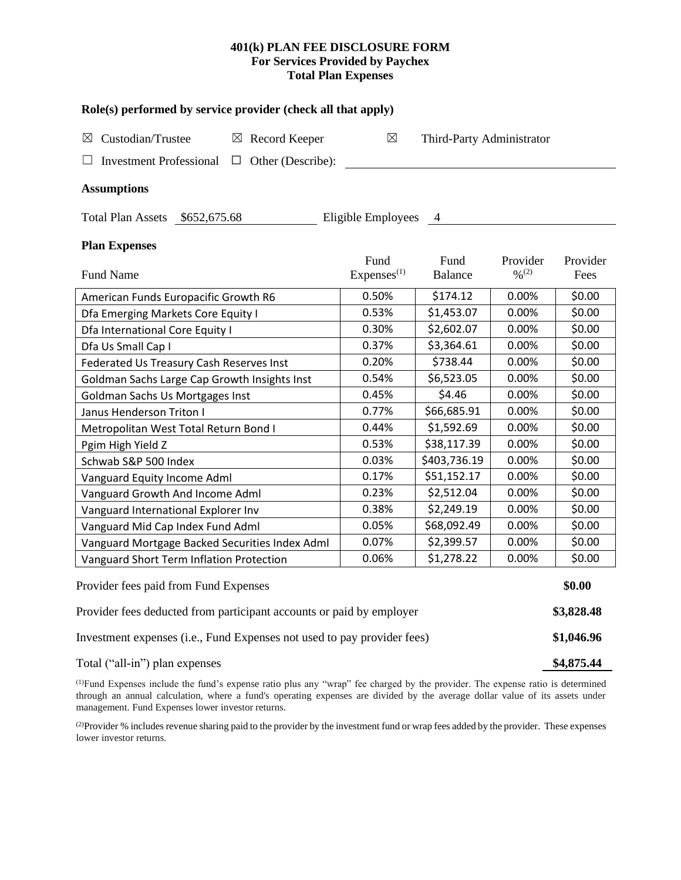# 401(k) PLAN FEE DISCLOSURE FORM
## For Services Provided by Paychex
## Total Plan Expenses

### Role(s) performed by service provider (check all that apply)

☒ Custodian/Trustee ☒ Record Keeper ☒ Third-Party Administrator

☐ Investment Professional ☐ Other (Describe):

### Assumptions

Total Plan Assets $652,675.68 Eligible Employees 4

### Plan Expenses

| Fund Name | Fund Expenses[1] | Fund Balance | Provider %[2] | Provider Fees |
|---|---|---|---|---|
| American Funds Europacific Growth R6 | 0.50% | $174.12 | 0.00% | $0.00 |
| Dfa Emerging Markets Core Equity I | 0.53% | $1,453.07 | 0.00% | $0.00 |
| Dfa International Core Equity I | 0.30% | $2,602.07 | 0.00% | $0.00 |
| Dfa Us Small Cap I | 0.37% | $3,364.61 | 0.00% | $0.00 |
| Federated Us Treasury Cash Reserves Inst | 0.20% | $738.44 | 0.00% | $0.00 |
| Goldman Sachs Large Cap Growth Insights Inst | 0.54% | $6,523.05 | 0.00% | $0.00 |
| Goldman Sachs Us Mortgages Inst | 0.45% | $4.46 | 0.00% | $0.00 |
| Janus Henderson Triton I | 0.77% | $66,685.91 | 0.00% | $0.00 |
| Metropolitan West Total Return Bond I | 0.44% | $1,592.69 | 0.00% | $0.00 |
| Pgim High Yield Z | 0.53% | $38,117.39 | 0.00% | $0.00 |
| Schwab S&P 500 Index | 0.03% | $403,736.19 | 0.00% | $0.00 |
| Vanguard Equity Income Adml | 0.17% | $51,152.17 | 0.00% | $0.00 |
| Vanguard Growth And Income Adml | 0.23% | $2,512.04 | 0.00% | $0.00 |
| Vanguard International Explorer Inv | 0.38% | $2,249.19 | 0.00% | $0.00 |
| Vanguard Mid Cap Index Fund Adml | 0.05% | $68,092.49 | 0.00% | $0.00 |
| Vanguard Mortgage Backed Securities Index Adml | 0.07% | $2,399.57 | 0.00% | $0.00 |
| Vanguard Short Term Inflation Protection | 0.06% | $1,278.22 | 0.00% | $0.00 |

| | |
|---|---|
| Provider fees paid from Fund Expenses | **$0.00** |
| Provider fees deducted from participant accounts or paid by employer | **$3,828.48** |
| Investment expenses (i.e., Fund Expenses not used to pay provider fees) | **$1,046.96** |
| Total ("all-in") plan expenses | **$4,875.44** |

[1]Fund Expenses include the fund's expense ratio plus any "wrap" fee charged by the provider. The expense ratio is determined through an annual calculation, where a fund's operating expenses are divided by the average dollar value of its assets under management. Fund Expenses lower investor returns.

[2]Provider % includes revenue sharing paid to the provider by the investment fund or wrap fees added by the provider. These expenses lower investor returns.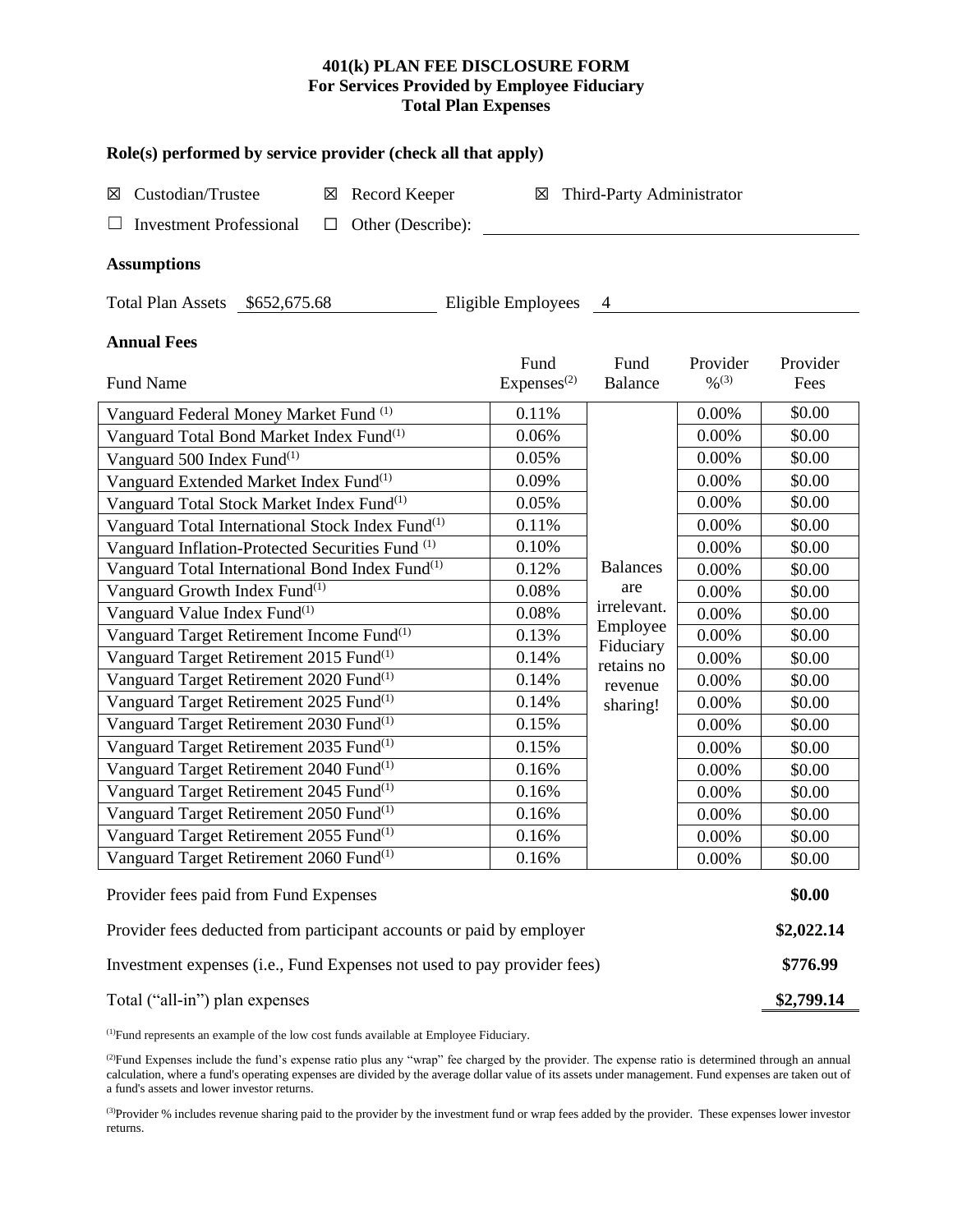**401(k) PLAN FEE DISCLOSURE FORM**
**For Services Provided by Employee Fiduciary**
**Total Plan Expenses**

**Role(s) performed by service provider (check all that apply)**

☒ Custodian/Trustee ☒ Record Keeper ☒ Third-Party Administrator

☐ Investment Professional ☐ Other (Describe):

**Assumptions**

Total Plan Assets $652,675.68 Eligible Employees 4

**Annual Fees**

| Fund Name | Fund Expenses[2] | Fund Balance | Provider %[3] | Provider Fees |
|---|---|---|---|---|
| Vanguard Federal Money Market Fund [1] | 0.11% | Balances are irrelevant. Employee Fiduciary retains no revenue sharing! | 0.00% | $0.00 |
| Vanguard Total Bond Market Index Fund[1] | 0.06% | | 0.00% | $0.00 |
| Vanguard 500 Index Fund[1] | 0.05% | | 0.00% | $0.00 |
| Vanguard Extended Market Index Fund[1] | 0.09% | | 0.00% | $0.00 |
| Vanguard Total Stock Market Index Fund[1] | 0.05% | | 0.00% | $0.00 |
| Vanguard Total International Stock Index Fund[1] | 0.11% | | 0.00% | $0.00 |
| Vanguard Inflation-Protected Securities Fund [1] | 0.10% | | 0.00% | $0.00 |
| Vanguard Total International Bond Index Fund[1] | 0.12% | | 0.00% | $0.00 |
| Vanguard Growth Index Fund[1] | 0.08% | | 0.00% | $0.00 |
| Vanguard Value Index Fund[1] | 0.08% | | 0.00% | $0.00 |
| Vanguard Target Retirement Income Fund[1] | 0.13% | | 0.00% | $0.00 |
| Vanguard Target Retirement 2015 Fund[1] | 0.14% | | 0.00% | $0.00 |
| Vanguard Target Retirement 2020 Fund[1] | 0.14% | | 0.00% | $0.00 |
| Vanguard Target Retirement 2025 Fund[1] | 0.14% | | 0.00% | $0.00 |
| Vanguard Target Retirement 2030 Fund[1] | 0.15% | | 0.00% | $0.00 |
| Vanguard Target Retirement 2035 Fund[1] | 0.15% | | 0.00% | $0.00 |
| Vanguard Target Retirement 2040 Fund[1] | 0.16% | | 0.00% | $0.00 |
| Vanguard Target Retirement 2045 Fund[1] | 0.16% | | 0.00% | $0.00 |
| Vanguard Target Retirement 2050 Fund[1] | 0.16% | | 0.00% | $0.00 |
| Vanguard Target Retirement 2055 Fund[1] | 0.16% | | 0.00% | $0.00 |
| Vanguard Target Retirement 2060 Fund[1] | 0.16% | | 0.00% | $0.00 |

| | |
|---|---|
| Provider fees paid from Fund Expenses | **$0.00** |
| Provider fees deducted from participant accounts or paid by employer | **$2,022.14** |
| Investment expenses (i.e., Fund Expenses not used to pay provider fees) | **$776.99** |
| Total ("all-in") plan expenses | **$2,799.14** |

[1]Fund represents an example of the low cost funds available at Employee Fiduciary.

[2]Fund Expenses include the fund's expense ratio plus any "wrap" fee charged by the provider. The expense ratio is determined through an annual calculation, where a fund's operating expenses are divided by the average dollar value of its assets under management. Fund expenses are taken out of a fund's assets and lower investor returns.

[3]Provider % includes revenue sharing paid to the provider by the investment fund or wrap fees added by the provider. These expenses lower investor returns.